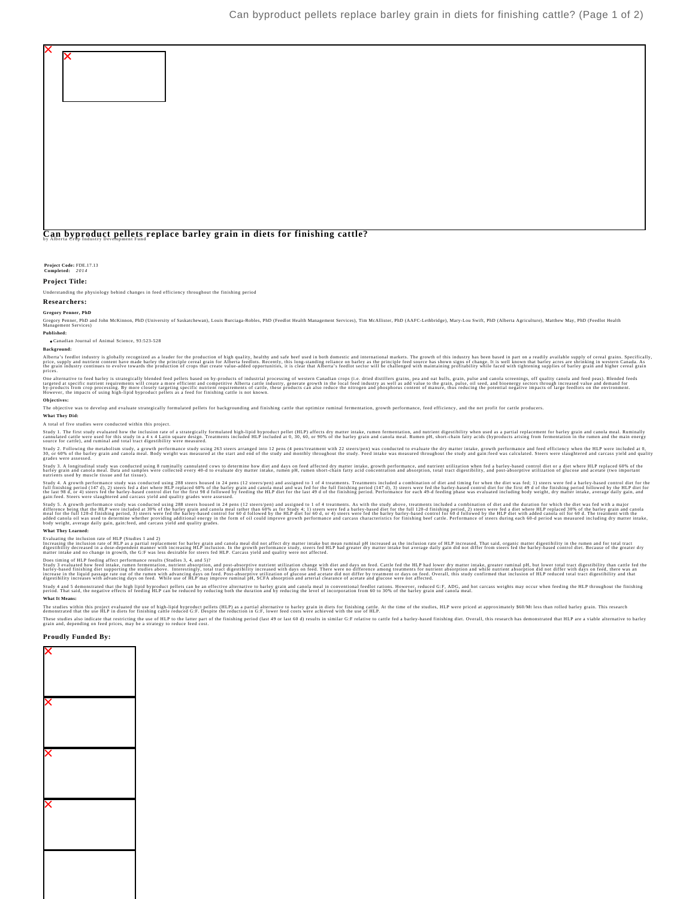# Can byproduct pellets replace barley grain in diets for finishing cattle?

by Alberta Crop Industry Development Fund

**Project Code:** FDE.17.13
**Completed:** *2014*

## Project Title:

Understanding the physiology behind changes in feed efficiency throughout the finishing period

## Researchers:

**Gregory Penner, PhD**

Gregory Penner, PhD and John McKinnon, PhD (University of Saskatchewan), Louis Burciaga-Robles, PhD (Feedlot Health Management Services), Tim McAllister, PhD (AAFC-Lethbridge), Mary-Lou Swift, PhD (Alberta Agriculture), Matthew May, PhD (Feedlot Health Management Services)

**Published:**

- Canadian Journal of Animal Science, 93:523-528

**Background:**

Alberta's feedlot industry is globally recognized as a leader for the production of high quality, healthy and safe beef used in both domestic and international markets. The growth of this industry has been based in part on a readily available supply of cereal grains. Specifically, price, supply and nutrient content have made barley the principle cereal grain for Alberta feedlots. Recently, this long-standing reliance on barley as the principle feed source has shown signs of change. It is well known that barley acres are shrinking in western Canada. As the grain industry continues to evolve towards the production of crops that create value-added opportunities, it is clear that Alberta's feedlot sector will be challenged with maintaining profitability while faced with tightening supplies of barley grain and higher cereal grain prices.

One alternative to feed barley is strategically blended feed pellets based on by-products of industrial processing of western Canadian crops (i.e. dried distillers grains, pea and oat hulls, grain, pulse and canola screenings, off quality canola and feed peas). Blended feeds targeted at specific nutrient requirements will create a more efficient and competitive Alberta cattle industry, generate growth in the local feed industry as well as add value to the grain, pulse, oil seed, and bioenergy sectors through increased value and demand for by-products from crop processing. By more closely targeting specific nutrient requirements of cattle, these products can also reduce the nitrogen and phosphorus content of manure, thus reducing the potential negative impacts of large feedlots on the environment. However, the impacts of using high-lipid byproduct pellets as a feed for finishing cattle is not known.

**Objectives:**

The objective was to develop and evaluate strategically formulated pellets for backgrounding and finishing cattle that optimize ruminal fermentation, growth performance, feed efficiency, and the net profit for cattle producers.

**What They Did:**

A total of five studies were conducted within this project.

Study 1. The first study evaluated how the inclusion rate of a strategically formulated high-lipid byproduct pellet (HLP) affects dry matter intake, rumen fermentation, and nutrient digestibility when used as a partial replacement for barley grain and canola meal. Ruminally cannulated cattle were used for this study in a 4 x 4 Latin square design. Treatments included HLP included at 0, 30, 60, or 90% of the barley grain and canola meal. Rumen pH, short-chain fatty acids (byproducts arising from fermentation in the rumen and the main energy source for cattle), and ruminal and total tract digestibility were measured.

Study 2. Following the metabolism study, a growth performance study using 263 steers arranged into 12 pens (4 pens/treatment with 22 steers/pen) was conducted to evaluate the dry matter intake, growth performance and feed efficiency when the HLP were included at 0, 30, or 60% of the barley grain and canola meal. Body weight was measured at the start and end of the study and monthly throughout the study. Feed intake was measured throughout the study and gain:feed was calculated. Steers were slaughtered and carcass yield and quality grades were assessed.

Study 3. A longitudinal study was conducted using 8 ruminally cannulated cows to determine how diet and days on feed affected dry matter intake, growth performance, and nutrient utilization when fed a barley-based control diet or a diet where HLP replaced 60% of the barley grain and canola meal. Data and samples were collected every 40-d to evaluate dry matter intake, rumen pH, rumen short-chain fatty acid concentration and absorption, total tract digestibility, and post-absorptive utilization of glucose and acetate (two important nutrients used by muscle tissue and fat tissue).

Study 4. A growth performance study was conducted using 288 steers housed in 24 pens (12 steers/pen) and assigned to 1 of 4 treatments. Treatments included a combination of diet and timing for when the diet was fed; 1) steers were fed a barley-based control diet for the full finishing period (147 d), 2) steers fed a diet where HLP replaced 60% of the barley grain and canola meal and was fed for the full finishing period (147 d), 3) steers were fed the barley-based control diet for the first 49 d of the finishing period followed by the HLP diet for the last 98 d, or 4) steers fed the barley-based control diet for the first 98 d followed by feeding the HLP diet for the last 49 d of the finishing period. Performance for each 49-d feeding phase was evaluated including body weight, dry matter intake, average daily gain, and gain:feed. Steers were slaughtered and carcass yield and quality grades were assessed.

Study 5. A growth performance study was conducted using 288 steers housed in 24 pens (12 steers/pen) and assigned to 1 of 4 treatments. As with the study above, treatments included a combination of diet and the duration for which the diet was fed with a major difference being that the HLP were included at 30% of the barley grain and canola meal rather than 60% as for Study 4; 1) steers were fed a barley-based diet for the full 120-d finishing period, 2) steers were fed a diet where HLP replaced 30% of the barley grain and canola meal for the full 120-d finishing period, 3) steers were fed the barley-based control for 60 d followed by the HLP diet for 60 d, or 4) steers were fed the barley barley-based control for 60 d followed by the HLP diet with added canola oil for 60 d. The treatment with the added canola oil was used to determine whether providing additional energy in the form of oil could improve growth performance and carcass characteristics for finishing beef cattle. Performance of steers during each 60-d period was measured including dry matter intake, body weight, average daily gain, gain:feed, and carcass yield and quality grades.

**What They Learned:**

Evaluating the inclusion rate of HLP (Studies 1 and 2)
Increasing the inclusion rate of HLP as a partial replacement for barley grain and canola meal did not affect dry matter intake but mean ruminal pH increased as the inclusion rate of HLP increased. That said, organic matter digestibility in the rumen and for total tract digestibility decreased in a dose-dependent manner with increasing HLP inclusion. In the growth performance study, steers fed HLP had greater dry matter intake but average daily gain did not differ from steers fed the barley-based control diet. Because of the greater dry matter intake and no change in growth, the G:F was less desirable for steers fed HLP. Carcass yield and quality were not affected.

Does timing of HLP feeding affect performance results (Studies 3, 4, and 5)?
Study 3 evaluated how feed intake, rumen fermentation, nutrient absorption, and post-absorptive nutrient utilization change with diet and days on feed. Cattle fed the HLP had lower dry matter intake, greater ruminal pH, but lower total tract digestibility than cattle fed the barley-based finishing diet supporting the studies above. Interestingly, total tract digestibility increased with days on feed. There were no difference among treatments for nutrient absorption and while nutrient absorption did not differ with days on feed, there was an increase in the liquid passage rate out of the rumen with advancing days on feed. Post-absorptive utilization of glucose and acetate did not differ by treatment or days on feed. Overall, this study confirmed that inclusion of HLP reduced total tract digestibility and that digestibility increases with advancing days on feed. While use of HLP may improve ruminal pH, SCFA absorption and arterial clearance of acetate and glucose were not affected.

Study 4 and 5 demonstrated that the high lipid byproduct pellets can be an effective alternative to barley grain and canola meal in conventional feedlot rations. However, reduced G:F, ADG, and hot carcass weights may occur when feeding the HLP throughout the finishing period. That said, the negative effects of feeding HLP can be reduced by reducing both the duration and by reducing the level of incorporation from 60 to 30% of the barley grain and canola meal.

**What It Means:**

The studies within this project evaluated the use of high-lipid byproduct pellets (HLP) as a partial alternative to barley grain in diets for finishing cattle. At the time of the studies, HLP were priced at approximately $60/Mt less than rolled barley grain. This research demonstrated that the use HLP in diets for finishing cattle reduced G:F. Despite the reduction in G:F, lower feed costs were achieved with the use of HLP.

These studies also indicate that restricting the use of HLP to the latter part of the finishing period (last 49 or last 60 d) results in similar G:F relative to cattle fed a barley-based finishing diet. Overall, this research has demonstrated that HLP are a viable alternative to barley grain and, depending on feed prices, may be a strategy to reduce feed cost.

**Proudly Funded By:**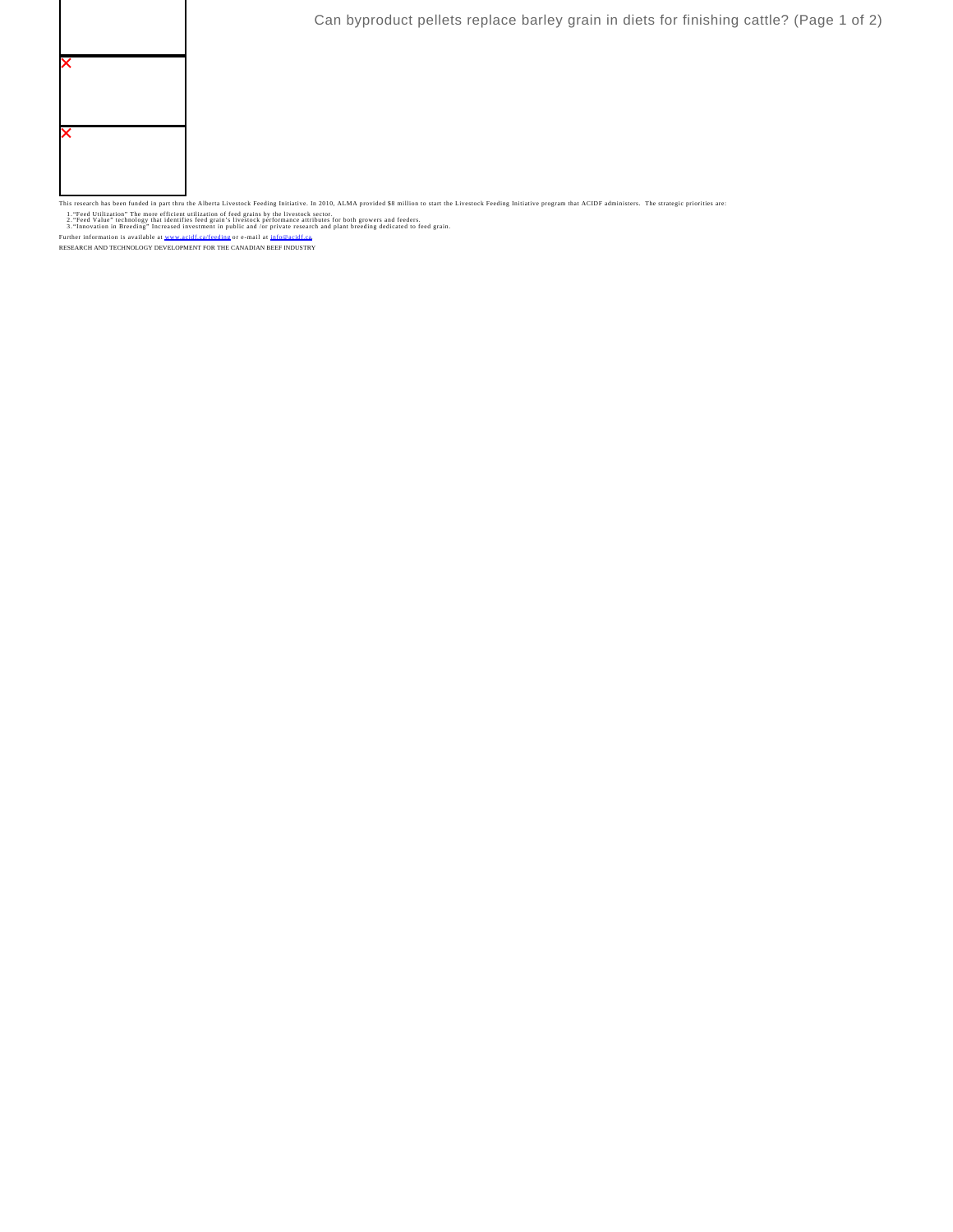This research has been funded in part thru the Alberta Livestock Feeding Initiative. In 2010, ALMA provided $8 million to start the Livestock Feeding Initiative program that ACIDF administers. The strategic priorities are:

1. "Feed Utilization" The more efficient utilization of feed grains by the livestock sector.
2. "Feed Value" technology that identifies feed grain's livestock performance attributes for both growers and feeders.
3. "Innovation in Breeding" Increased investment in public and /or private research and plant breeding dedicated to feed grain.

Further information is available at www.acidf.ca/feeding or e-mail at info@acidf.ca

RESEARCH AND TECHNOLOGY DEVELOPMENT FOR THE CANADIAN BEEF INDUSTRY